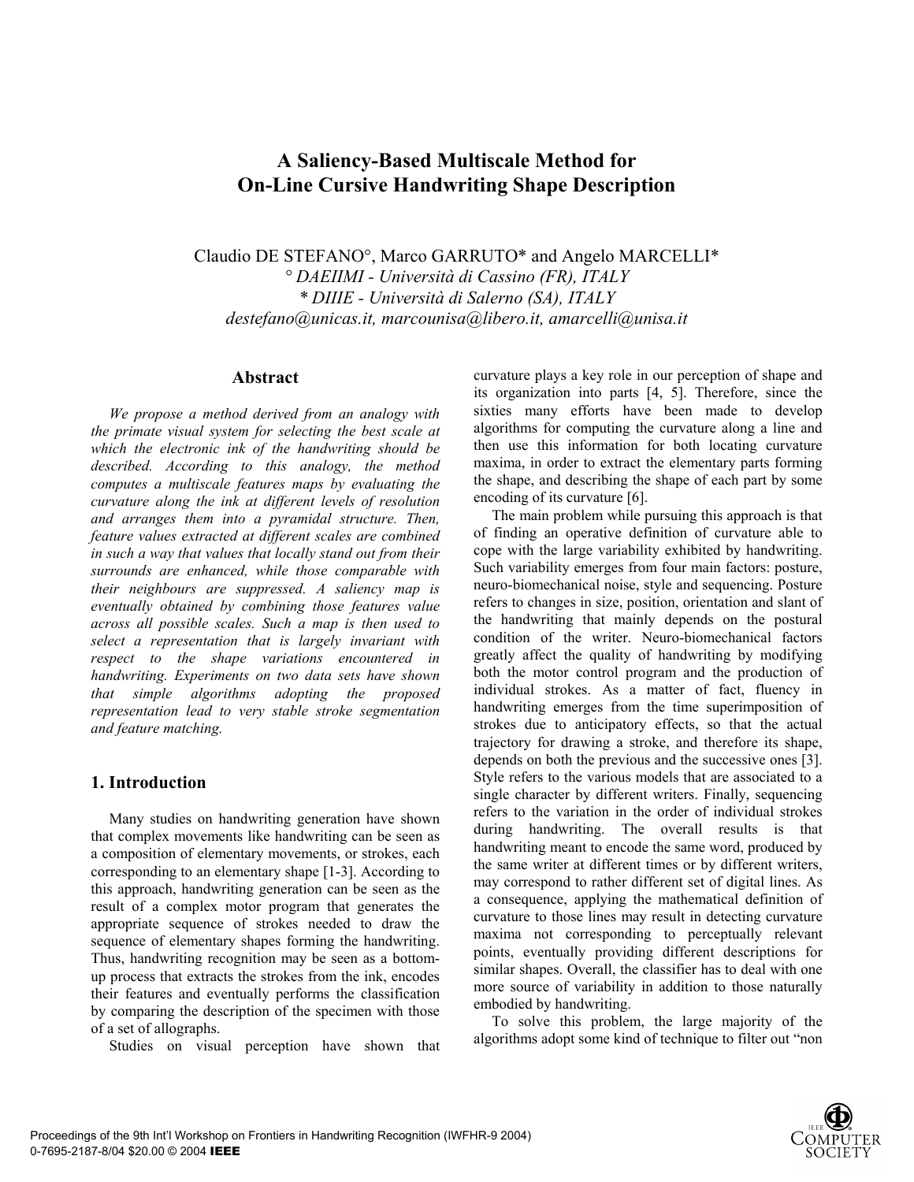# A Saliency-Based Multiscale Method for On-Line Cursive Handwriting Shape Description

Claudio DE STEFANO°, Marco GARRUTO* and Angelo MARCELLI*
*° DAEIIMI - Università di Cassino (FR), ITALY*
*\* DIIIE - Università di Salerno (SA), ITALY*
*destefano@unicas.it, marcounisa@libero.it, amarcelli@unisa.it*

## Abstract

*We propose a method derived from an analogy with the primate visual system for selecting the best scale at which the electronic ink of the handwriting should be described. According to this analogy, the method computes a multiscale features maps by evaluating the curvature along the ink at different levels of resolution and arranges them into a pyramidal structure. Then, feature values extracted at different scales are combined in such a way that values that locally stand out from their surrounds are enhanced, while those comparable with their neighbours are suppressed. A saliency map is eventually obtained by combining those features value across all possible scales. Such a map is then used to select a representation that is largely invariant with respect to the shape variations encountered in handwriting. Experiments on two data sets have shown that simple algorithms adopting the proposed representation lead to very stable stroke segmentation and feature matching.*

## 1. Introduction

Many studies on handwriting generation have shown that complex movements like handwriting can be seen as a composition of elementary movements, or strokes, each corresponding to an elementary shape [1-3]. According to this approach, handwriting generation can be seen as the result of a complex motor program that generates the appropriate sequence of strokes needed to draw the sequence of elementary shapes forming the handwriting. Thus, handwriting recognition may be seen as a bottom-up process that extracts the strokes from the ink, encodes their features and eventually performs the classification by comparing the description of the specimen with those of a set of allographs.

Studies on visual perception have shown that curvature plays a key role in our perception of shape and its organization into parts [4, 5]. Therefore, since the sixties many efforts have been made to develop algorithms for computing the curvature along a line and then use this information for both locating curvature maxima, in order to extract the elementary parts forming the shape, and describing the shape of each part by some encoding of its curvature [6].

The main problem while pursuing this approach is that of finding an operative definition of curvature able to cope with the large variability exhibited by handwriting. Such variability emerges from four main factors: posture, neuro-biomechanical noise, style and sequencing. Posture refers to changes in size, position, orientation and slant of the handwriting that mainly depends on the postural condition of the writer. Neuro-biomechanical factors greatly affect the quality of handwriting by modifying both the motor control program and the production of individual strokes. As a matter of fact, fluency in handwriting emerges from the time superimposition of strokes due to anticipatory effects, so that the actual trajectory for drawing a stroke, and therefore its shape, depends on both the previous and the successive ones [3]. Style refers to the various models that are associated to a single character by different writers. Finally, sequencing refers to the variation in the order of individual strokes during handwriting. The overall results is that handwriting meant to encode the same word, produced by the same writer at different times or by different writers, may correspond to rather different set of digital lines. As a consequence, applying the mathematical definition of curvature to those lines may result in detecting curvature maxima not corresponding to perceptually relevant points, eventually providing different descriptions for similar shapes. Overall, the classifier has to deal with one more source of variability in addition to those naturally embodied by handwriting.

To solve this problem, the large majority of the algorithms adopt some kind of technique to filter out "non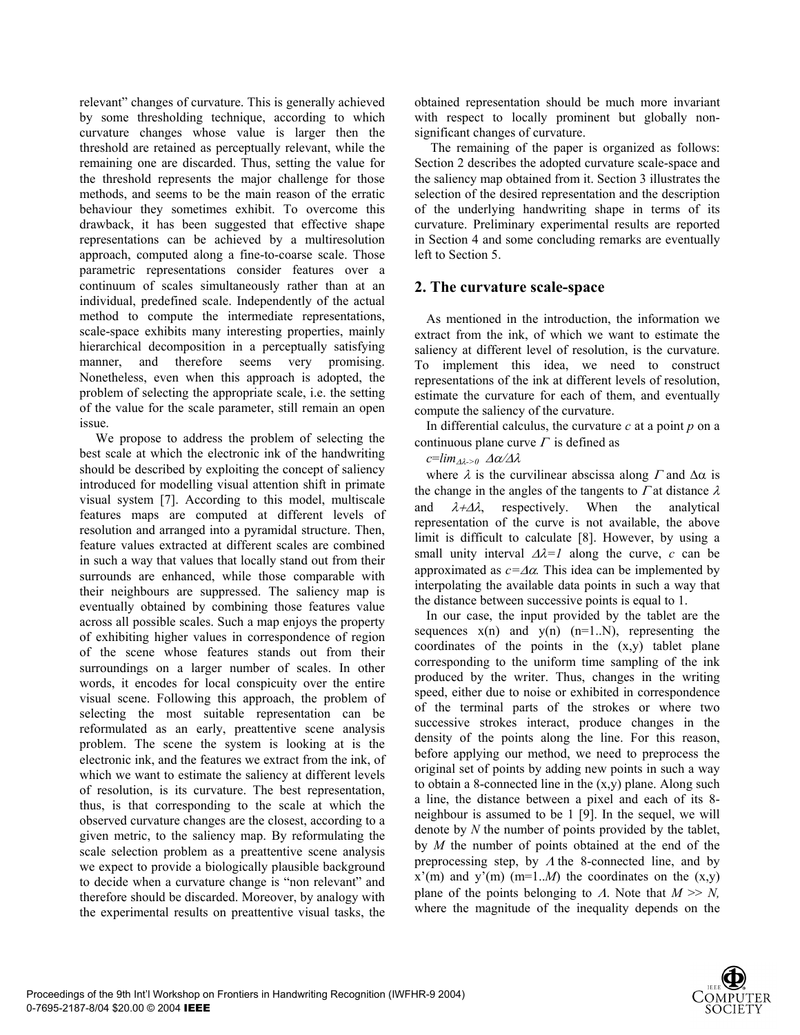relevant" changes of curvature. This is generally achieved by some thresholding technique, according to which curvature changes whose value is larger then the threshold are retained as perceptually relevant, while the remaining one are discarded. Thus, setting the value for the threshold represents the major challenge for those methods, and seems to be the main reason of the erratic behaviour they sometimes exhibit. To overcome this drawback, it has been suggested that effective shape representations can be achieved by a multiresolution approach, computed along a fine-to-coarse scale. Those parametric representations consider features over a continuum of scales simultaneously rather than at an individual, predefined scale. Independently of the actual method to compute the intermediate representations, scale-space exhibits many interesting properties, mainly hierarchical decomposition in a perceptually satisfying manner, and therefore seems very promising. Nonetheless, even when this approach is adopted, the problem of selecting the appropriate scale, i.e. the setting of the value for the scale parameter, still remain an open issue.

We propose to address the problem of selecting the best scale at which the electronic ink of the handwriting should be described by exploiting the concept of saliency introduced for modelling visual attention shift in primate visual system [7]. According to this model, multiscale features maps are computed at different levels of resolution and arranged into a pyramidal structure. Then, feature values extracted at different scales are combined in such a way that values that locally stand out from their surrounds are enhanced, while those comparable with their neighbours are suppressed. The saliency map is eventually obtained by combining those features value across all possible scales. Such a map enjoys the property of exhibiting higher values in correspondence of region of the scene whose features stands out from their surroundings on a larger number of scales. In other words, it encodes for local conspicuity over the entire visual scene. Following this approach, the problem of selecting the most suitable representation can be reformulated as an early, preattentive scene analysis problem. The scene the system is looking at is the electronic ink, and the features we extract from the ink, of which we want to estimate the saliency at different levels of resolution, is its curvature. The best representation, thus, is that corresponding to the scale at which the observed curvature changes are the closest, according to a given metric, to the saliency map. By reformulating the scale selection problem as a preattentive scene analysis we expect to provide a biologically plausible background to decide when a curvature change is "non relevant" and therefore should be discarded. Moreover, by analogy with the experimental results on preattentive visual tasks, the obtained representation should be much more invariant with respect to locally prominent but globally non-significant changes of curvature.

The remaining of the paper is organized as follows: Section 2 describes the adopted curvature scale-space and the saliency map obtained from it. Section 3 illustrates the selection of the desired representation and the description of the underlying handwriting shape in terms of its curvature. Preliminary experimental results are reported in Section 4 and some concluding remarks are eventually left to Section 5.

## 2. The curvature scale-space

As mentioned in the introduction, the information we extract from the ink, of which we want to estimate the saliency at different level of resolution, is the curvature. To implement this idea, we need to construct representations of the ink at different levels of resolution, estimate the curvature for each of them, and eventually compute the saliency of the curvature.

In differential calculus, the curvature $c$ at a point $p$ on a continuous plane curve $\Gamma$ is defined as

$$c=\lim_{\Delta\lambda \to 0} \Delta\alpha/\Delta\lambda$$

where $\lambda$ is the curvilinear abscissa along $\Gamma$ and $\Delta\alpha$ is the change in the angles of the tangents to $\Gamma$ at distance $\lambda$ and $\lambda+\Delta\lambda$, respectively. When the analytical representation of the curve is not available, the above limit is difficult to calculate [8]. However, by using a small unity interval $\Delta\lambda=1$ along the curve, $c$ can be approximated as $c=\Delta\alpha$. This idea can be implemented by interpolating the available data points in such a way that the distance between successive points is equal to 1.

In our case, the input provided by the tablet are the sequences $x(n)$ and $y(n)$ ($n=1..N$), representing the coordinates of the points in the (x,y) tablet plane corresponding to the uniform time sampling of the ink produced by the writer. Thus, changes in the writing speed, either due to noise or exhibited in correspondence of the terminal parts of the strokes or where two successive strokes interact, produce changes in the density of the points along the line. For this reason, before applying our method, we need to preprocess the original set of points by adding new points in such a way to obtain a 8-connected line in the (x,y) plane. Along such a line, the distance between a pixel and each of its 8-neighbour is assumed to be 1 [9]. In the sequel, we will denote by $N$ the number of points provided by the tablet, by $M$ the number of points obtained at the end of the preprocessing step, by $\Lambda$ the 8-connected line, and by $x'(m)$ and $y'(m)$ ($m=1..M$) the coordinates on the (x,y) plane of the points belonging to $\Lambda$. Note that $M >> N$, where the magnitude of the inequality depends on the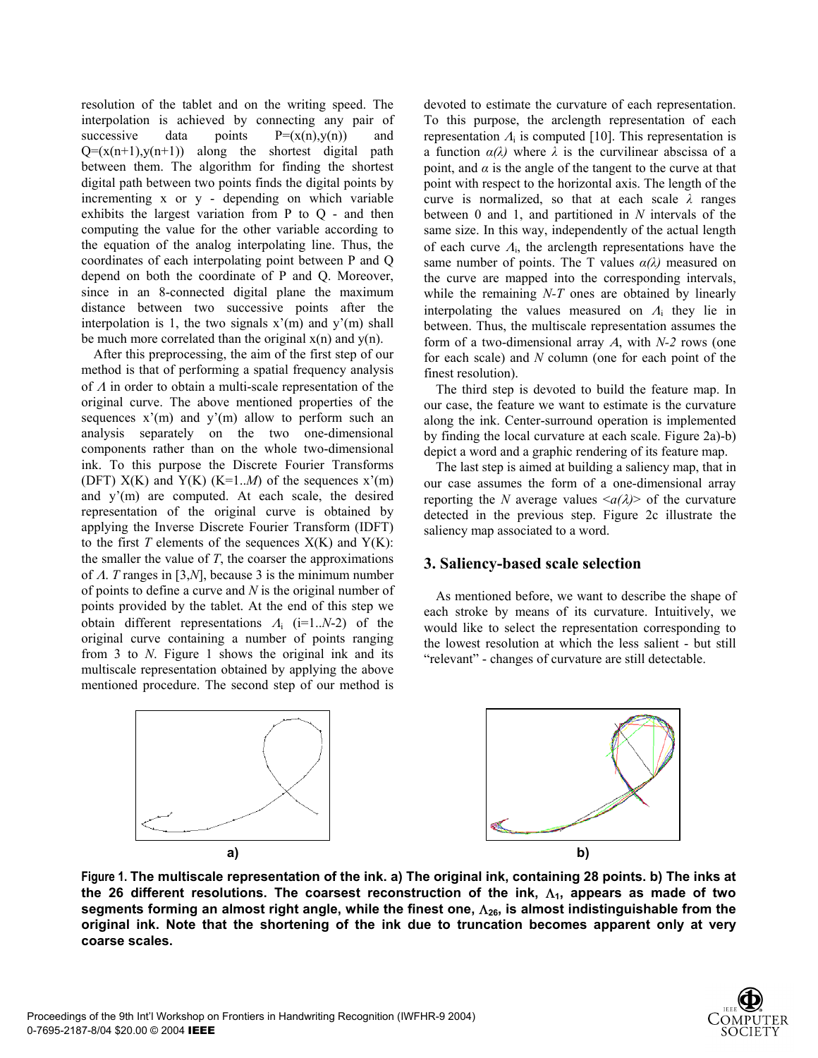resolution of the tablet and on the writing speed. The interpolation is achieved by connecting any pair of successive data points $P=(x(n),y(n))$ and $Q=(x(n+1),y(n+1))$ along the shortest digital path between them. The algorithm for finding the shortest digital path between two points finds the digital points by incrementing x or y - depending on which variable exhibits the largest variation from P to Q - and then computing the value for the other variable according to the equation of the analog interpolating line. Thus, the coordinates of each interpolating point between P and Q depend on both the coordinate of P and Q. Moreover, since in an 8-connected digital plane the maximum distance between two successive points after the interpolation is 1, the two signals $x'(m)$ and $y'(m)$ shall be much more correlated than the original $x(n)$ and $y(n)$.

After this preprocessing, the aim of the first step of our method is that of performing a spatial frequency analysis of $\Lambda$ in order to obtain a multi-scale representation of the original curve. The above mentioned properties of the sequences $x'(m)$ and $y'(m)$ allow to perform such an analysis separately on the two one-dimensional components rather than on the whole two-dimensional ink. To this purpose the Discrete Fourier Transforms (DFT) $X(K)$ and $Y(K)$ ($K=1..M$) of the sequences $x'(m)$ and $y'(m)$ are computed. At each scale, the desired representation of the original curve is obtained by applying the Inverse Discrete Fourier Transform (IDFT) to the first $T$ elements of the sequences $X(K)$ and $Y(K)$: the smaller the value of $T$, the coarser the approximations of $\Lambda$. $T$ ranges in $[3,N]$, because 3 is the minimum number of points to define a curve and $N$ is the original number of points provided by the tablet. At the end of this step we obtain different representations $\Lambda_i$ ($i=1..N-2$) of the original curve containing a number of points ranging from 3 to $N$. Figure 1 shows the original ink and its multiscale representation obtained by applying the above mentioned procedure. The second step of our method is devoted to estimate the curvature of each representation. To this purpose, the arclength representation of each representation $\Lambda_i$ is computed [10]. This representation is a function $\alpha(\lambda)$ where $\lambda$ is the curvilinear abscissa of a point, and $\alpha$ is the angle of the tangent to the curve at that point with respect to the horizontal axis. The length of the curve is normalized, so that at each scale $\lambda$ ranges between 0 and 1, and partitioned in $N$ intervals of the same size. In this way, independently of the actual length of each curve $\Lambda_i$, the arclength representations have the same number of points. The T values $\alpha(\lambda)$ measured on the curve are mapped into the corresponding intervals, while the remaining $N-T$ ones are obtained by linearly interpolating the values measured on $\Lambda_i$ they lie in between. Thus, the multiscale representation assumes the form of a two-dimensional array $A$, with $N-2$ rows (one for each scale) and $N$ column (one for each point of the finest resolution).

The third step is devoted to build the feature map. In our case, the feature we want to estimate is the curvature along the ink. Center-surround operation is implemented by finding the local curvature at each scale. Figure 2a)-b) depict a word and a graphic rendering of its feature map.

The last step is aimed at building a saliency map, that in our case assumes the form of a one-dimensional array reporting the $N$ average values $<\alpha(\lambda)>$ of the curvature detected in the previous step. Figure 2c illustrate the saliency map associated to a word.

## 3. Saliency-based scale selection

As mentioned before, we want to describe the shape of each stroke by means of its curvature. Intuitively, we would like to select the representation corresponding to the lowest resolution at which the less salient - but still "relevant" - changes of curvature are still detectable.

**Figure 1. The multiscale representation of the ink. a) The original ink, containing 28 points. b) The inks at the 26 different resolutions. The coarsest reconstruction of the ink, $\Lambda_1$, appears as made of two segments forming an almost right angle, while the finest one, $\Lambda_{26}$, is almost indistinguishable from the original ink. Note that the shortening of the ink due to truncation becomes apparent only at very coarse scales.**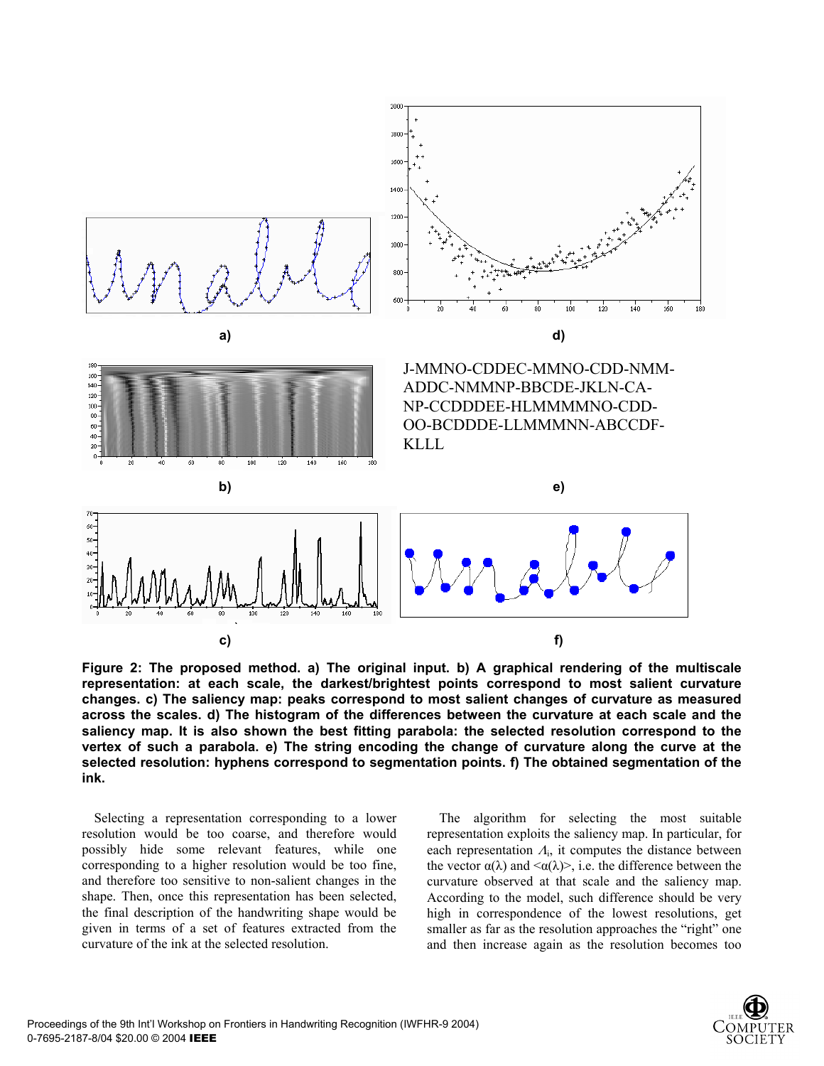a)

d)

J-MMNO-CDDEC-MMNO-CDD-NMM-ADDC-NMMNP-BBCDE-JKLN-CA-NP-CCDDDEE-HLMMMMNO-CDD-OO-BCDDDE-LLMMMNN-ABCCDF-KLLL

b)

e)

c)

f)

**Figure 2: The proposed method. a) The original input. b) A graphical rendering of the multiscale representation: at each scale, the darkest/brightest points correspond to most salient curvature changes. c) The saliency map: peaks correspond to most salient changes of curvature as measured across the scales. d) The histogram of the differences between the curvature at each scale and the saliency map. It is also shown the best fitting parabola: the selected resolution correspond to the vertex of such a parabola. e) The string encoding the change of curvature along the curve at the selected resolution: hyphens correspond to segmentation points. f) The obtained segmentation of the ink.**

Selecting a representation corresponding to a lower resolution would be too coarse, and therefore would possibly hide some relevant features, while one corresponding to a higher resolution would be too fine, and therefore too sensitive to non-salient changes in the shape. Then, once this representation has been selected, the final description of the handwriting shape would be given in terms of a set of features extracted from the curvature of the ink at the selected resolution.

The algorithm for selecting the most suitable representation exploits the saliency map. In particular, for each representation $\Lambda_i$, it computes the distance between the vector $\alpha(\lambda)$ and $\langle\alpha(\lambda)\rangle$, i.e. the difference between the curvature observed at that scale and the saliency map. According to the model, such difference should be very high in correspondence of the lowest resolutions, get smaller as far as the resolution approaches the "right" one and then increase again as the resolution becomes too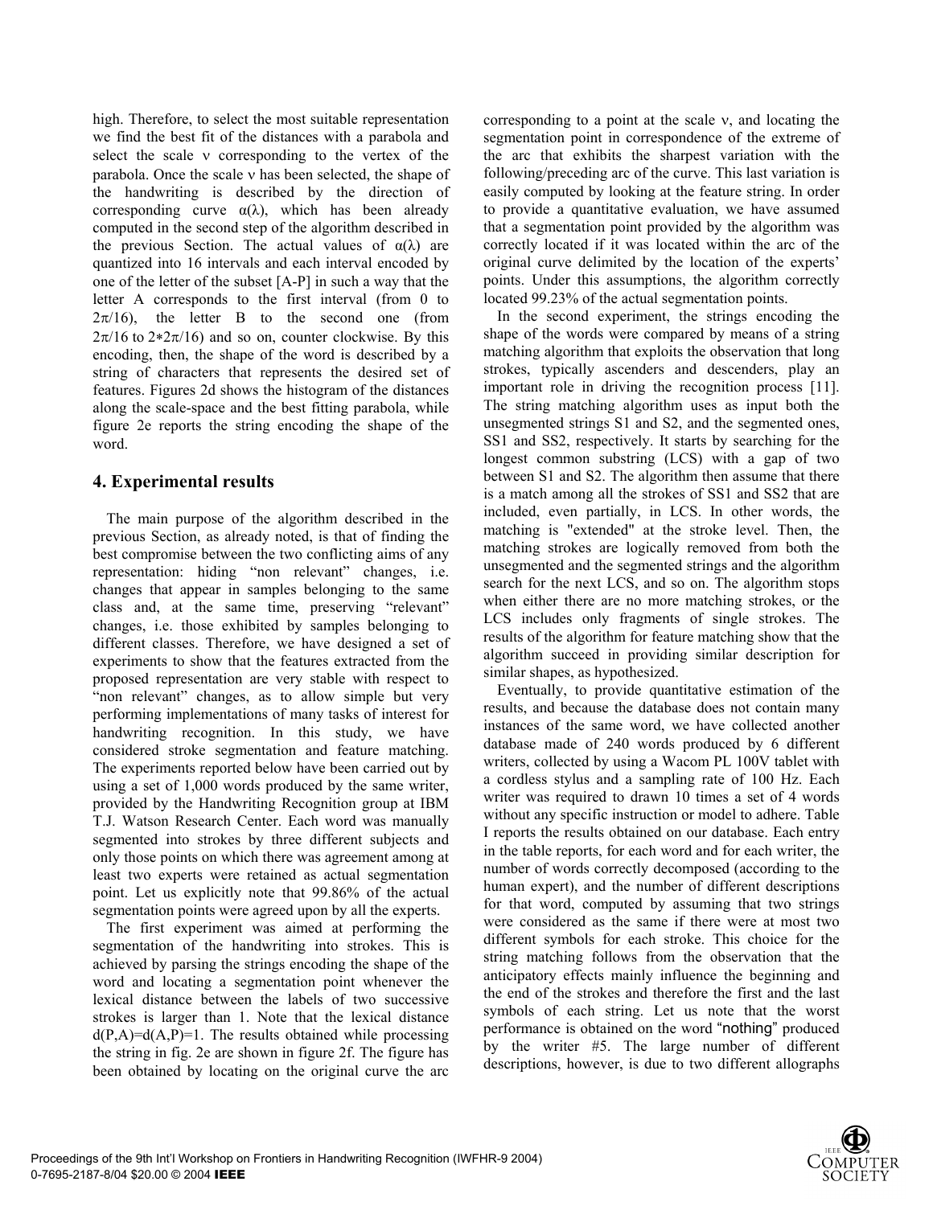high. Therefore, to select the most suitable representation we find the best fit of the distances with a parabola and select the scale ν corresponding to the vertex of the parabola. Once the scale ν has been selected, the shape of the handwriting is described by the direction of corresponding curve $\alpha(\lambda)$, which has been already computed in the second step of the algorithm described in the previous Section. The actual values of $\alpha(\lambda)$ are quantized into 16 intervals and each interval encoded by one of the letter of the subset [A-P] in such a way that the letter A corresponds to the first interval (from 0 to $2\pi/16$), the letter B to the second one (from $2\pi/16$ to $2*2\pi/16$) and so on, counter clockwise. By this encoding, then, the shape of the word is described by a string of characters that represents the desired set of features. Figures 2d shows the histogram of the distances along the scale-space and the best fitting parabola, while figure 2e reports the string encoding the shape of the word.

## 4. Experimental results

The main purpose of the algorithm described in the previous Section, as already noted, is that of finding the best compromise between the two conflicting aims of any representation: hiding "non relevant" changes, i.e. changes that appear in samples belonging to the same class and, at the same time, preserving "relevant" changes, i.e. those exhibited by samples belonging to different classes. Therefore, we have designed a set of experiments to show that the features extracted from the proposed representation are very stable with respect to "non relevant" changes, as to allow simple but very performing implementations of many tasks of interest for handwriting recognition. In this study, we have considered stroke segmentation and feature matching. The experiments reported below have been carried out by using a set of 1,000 words produced by the same writer, provided by the Handwriting Recognition group at IBM T.J. Watson Research Center. Each word was manually segmented into strokes by three different subjects and only those points on which there was agreement among at least two experts were retained as actual segmentation point. Let us explicitly note that 99.86% of the actual segmentation points were agreed upon by all the experts.

The first experiment was aimed at performing the segmentation of the handwriting into strokes. This is achieved by parsing the strings encoding the shape of the word and locating a segmentation point whenever the lexical distance between the labels of two successive strokes is larger than 1. Note that the lexical distance $d(P,A)=d(A,P)=1$. The results obtained while processing the string in fig. 2e are shown in figure 2f. The figure has been obtained by locating on the original curve the arc corresponding to a point at the scale ν, and locating the segmentation point in correspondence of the extreme of the arc that exhibits the sharpest variation with the following/preceding arc of the curve. This last variation is easily computed by looking at the feature string. In order to provide a quantitative evaluation, we have assumed that a segmentation point provided by the algorithm was correctly located if it was located within the arc of the original curve delimited by the location of the experts' points. Under this assumptions, the algorithm correctly located 99.23% of the actual segmentation points.

In the second experiment, the strings encoding the shape of the words were compared by means of a string matching algorithm that exploits the observation that long strokes, typically ascenders and descenders, play an important role in driving the recognition process [11]. The string matching algorithm uses as input both the unsegmented strings S1 and S2, and the segmented ones, SS1 and SS2, respectively. It starts by searching for the longest common substring (LCS) with a gap of two between S1 and S2. The algorithm then assume that there is a match among all the strokes of SS1 and SS2 that are included, even partially, in LCS. In other words, the matching is "extended" at the stroke level. Then, the matching strokes are logically removed from both the unsegmented and the segmented strings and the algorithm search for the next LCS, and so on. The algorithm stops when either there are no more matching strokes, or the LCS includes only fragments of single strokes. The results of the algorithm for feature matching show that the algorithm succeed in providing similar description for similar shapes, as hypothesized.

Eventually, to provide quantitative estimation of the results, and because the database does not contain many instances of the same word, we have collected another database made of 240 words produced by 6 different writers, collected by using a Wacom PL 100V tablet with a cordless stylus and a sampling rate of 100 Hz. Each writer was required to drawn 10 times a set of 4 words without any specific instruction or model to adhere. Table I reports the results obtained on our database. Each entry in the table reports, for each word and for each writer, the number of words correctly decomposed (according to the human expert), and the number of different descriptions for that word, computed by assuming that two strings were considered as the same if there were at most two different symbols for each stroke. This choice for the string matching follows from the observation that the anticipatory effects mainly influence the beginning and the end of the strokes and therefore the first and the last symbols of each string. Let us note that the worst performance is obtained on the word "nothing" produced by the writer #5. The large number of different descriptions, however, is due to two different allographs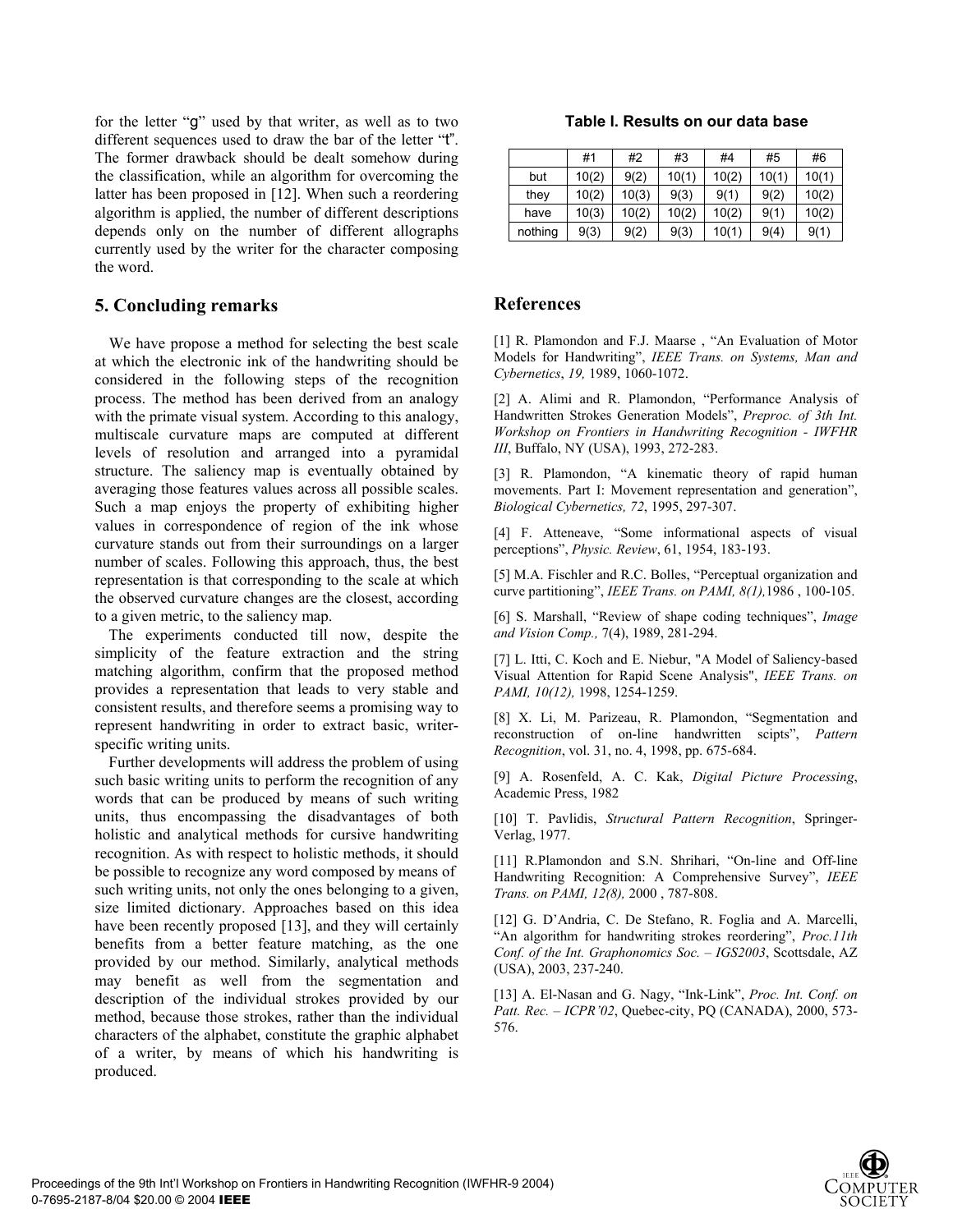for the letter "g" used by that writer, as well as to two different sequences used to draw the bar of the letter "t". The former drawback should be dealt somehow during the classification, while an algorithm for overcoming the latter has been proposed in [12]. When such a reordering algorithm is applied, the number of different descriptions depends only on the number of different allographs currently used by the writer for the character composing the word.

## 5. Concluding remarks

We have propose a method for selecting the best scale at which the electronic ink of the handwriting should be considered in the following steps of the recognition process. The method has been derived from an analogy with the primate visual system. According to this analogy, multiscale curvature maps are computed at different levels of resolution and arranged into a pyramidal structure. The saliency map is eventually obtained by averaging those features values across all possible scales. Such a map enjoys the property of exhibiting higher values in correspondence of region of the ink whose curvature stands out from their surroundings on a larger number of scales. Following this approach, thus, the best representation is that corresponding to the scale at which the observed curvature changes are the closest, according to a given metric, to the saliency map.

The experiments conducted till now, despite the simplicity of the feature extraction and the string matching algorithm, confirm that the proposed method provides a representation that leads to very stable and consistent results, and therefore seems a promising way to represent handwriting in order to extract basic, writer-specific writing units.

Further developments will address the problem of using such basic writing units to perform the recognition of any words that can be produced by means of such writing units, thus encompassing the disadvantages of both holistic and analytical methods for cursive handwriting recognition. As with respect to holistic methods, it should be possible to recognize any word composed by means of such writing units, not only the ones belonging to a given, size limited dictionary. Approaches based on this idea have been recently proposed [13], and they will certainly benefits from a better feature matching, as the one provided by our method. Similarly, analytical methods may benefit as well from the segmentation and description of the individual strokes provided by our method, because those strokes, rather than the individual characters of the alphabet, constitute the graphic alphabet of a writer, by means of which his handwriting is produced.

**Table I. Results on our data base**

| | #1 | #2 | #3 | #4 | #5 | #6 |
|---|---|---|---|---|---|---|
| but | 10(2) | 9(2) | 10(1) | 10(2) | 10(1) | 10(1) |
| they | 10(2) | 10(3) | 9(3) | 9(1) | 9(2) | 10(2) |
| have | 10(3) | 10(2) | 10(2) | 10(2) | 9(1) | 10(2) |
| nothing | 9(3) | 9(2) | 9(3) | 10(1) | 9(4) | 9(1) |

## References

[1] R. Plamondon and F.J. Maarse , "An Evaluation of Motor Models for Handwriting", *IEEE Trans. on Systems, Man and Cybernetics*, *19,* 1989, 1060-1072.

[2] A. Alimi and R. Plamondon, "Performance Analysis of Handwritten Strokes Generation Models", *Preproc. of 3th Int. Workshop on Frontiers in Handwriting Recognition - IWFHR III*, Buffalo, NY (USA), 1993, 272-283.

[3] R. Plamondon, "A kinematic theory of rapid human movements. Part I: Movement representation and generation", *Biological Cybernetics, 72*, 1995, 297-307.

[4] F. Atteneave, "Some informational aspects of visual perceptions", *Physic. Review*, 61, 1954, 183-193.

[5] M.A. Fischler and R.C. Bolles, "Perceptual organization and curve partitioning", *IEEE Trans. on PAMI, 8(1),*1986 , 100-105.

[6] S. Marshall, "Review of shape coding techniques", *Image and Vision Comp.,* 7(4), 1989, 281-294.

[7] L. Itti, C. Koch and E. Niebur, "A Model of Saliency-based Visual Attention for Rapid Scene Analysis", *IEEE Trans. on PAMI, 10(12),* 1998, 1254-1259.

[8] X. Li, M. Parizeau, R. Plamondon, "Segmentation and reconstruction of on-line handwritten scipts", *Pattern Recognition*, vol. 31, no. 4, 1998, pp. 675-684.

[9] A. Rosenfeld, A. C. Kak, *Digital Picture Processing*, Academic Press, 1982

[10] T. Pavlidis, *Structural Pattern Recognition*, Springer-Verlag, 1977.

[11] R.Plamondon and S.N. Shrihari, "On-line and Off-line Handwriting Recognition: A Comprehensive Survey", *IEEE Trans. on PAMI, 12(8),* 2000 , 787-808.

[12] G. D'Andria, C. De Stefano, R. Foglia and A. Marcelli, "An algorithm for handwriting strokes reordering", *Proc.11th Conf. of the Int. Graphonomics Soc. – IGS2003*, Scottsdale, AZ (USA), 2003, 237-240.

[13] A. El-Nasan and G. Nagy, "Ink-Link", *Proc. Int. Conf. on Patt. Rec. – ICPR'02*, Quebec-city, PQ (CANADA), 2000, 573-576.